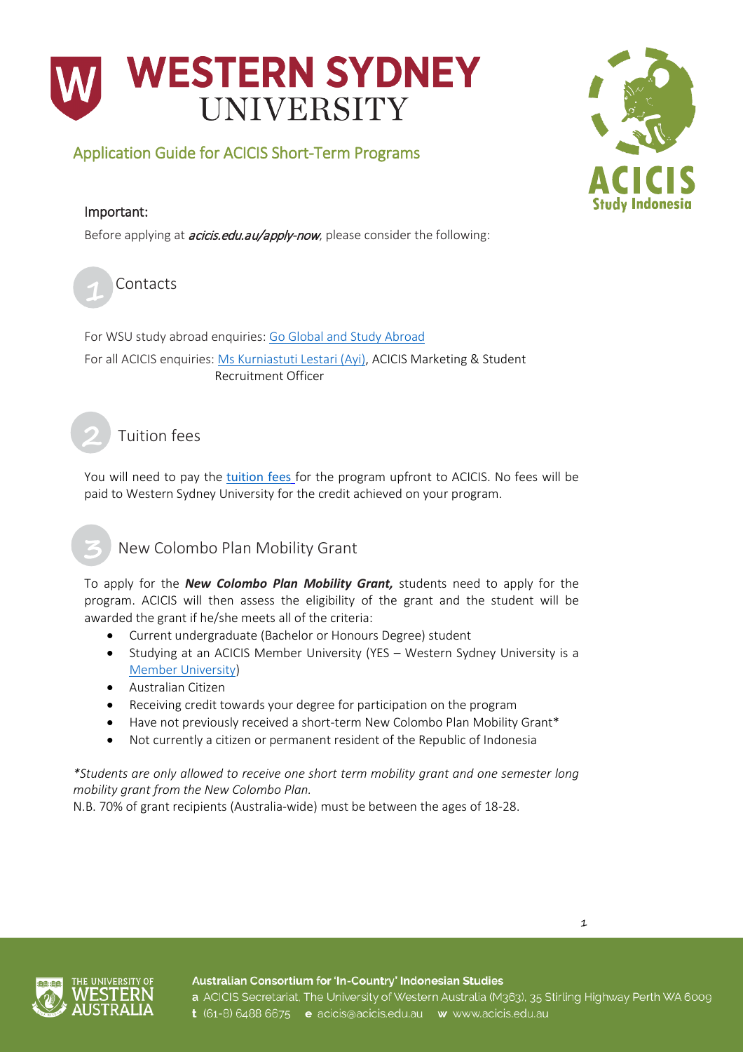# WESTERN SYDNEY UNIVERSITY

## Application Guide for ACICIS Short-Term Programs

ACICIS Study Indonesia

### Important:

Before applying at *acicis.edu.au/apply-now*, please consider the following:

## 1 Contacts

For WSU study abroad enquiries: Go Global and Study Abroad

For all ACICIS enquiries: Ms Kurniastuti Lestari (Ayi), ACICIS Marketing & Student Recruitment Officer

## 2 Tuition fees

You will need to pay the tuition fees for the program upfront to ACICIS. No fees will be paid to Western Sydney University for the credit achieved on your program.

## 3 New Colombo Plan Mobility Grant

To apply for the ***New Colombo Plan Mobility Grant,*** students need to apply for the program. ACICIS will then assess the eligibility of the grant and the student will be awarded the grant if he/she meets all of the criteria:

- Current undergraduate (Bachelor or Honours Degree) student
- Studying at an ACICIS Member University (YES – Western Sydney University is a Member University)
- Australian Citizen
- Receiving credit towards your degree for participation on the program
- Have not previously received a short-term New Colombo Plan Mobility Grant*
- Not currently a citizen or permanent resident of the Republic of Indonesia

**Students are only allowed to receive one short term mobility grant and one semester long mobility grant from the New Colombo Plan.*

N.B. 70% of grant recipients (Australia-wide) must be between the ages of 18-28.

THE UNIVERSITY OF WESTERN AUSTRALIA

**Australian Consortium for 'In-Country' Indonesian Studies**

**a** ACICIS Secretariat, The University of Western Australia (M363), 35 Stirling Highway Perth WA 6009

**t** (61-8) 6488 6675 **e** acicis@acicis.edu.au **w** www.acicis.edu.au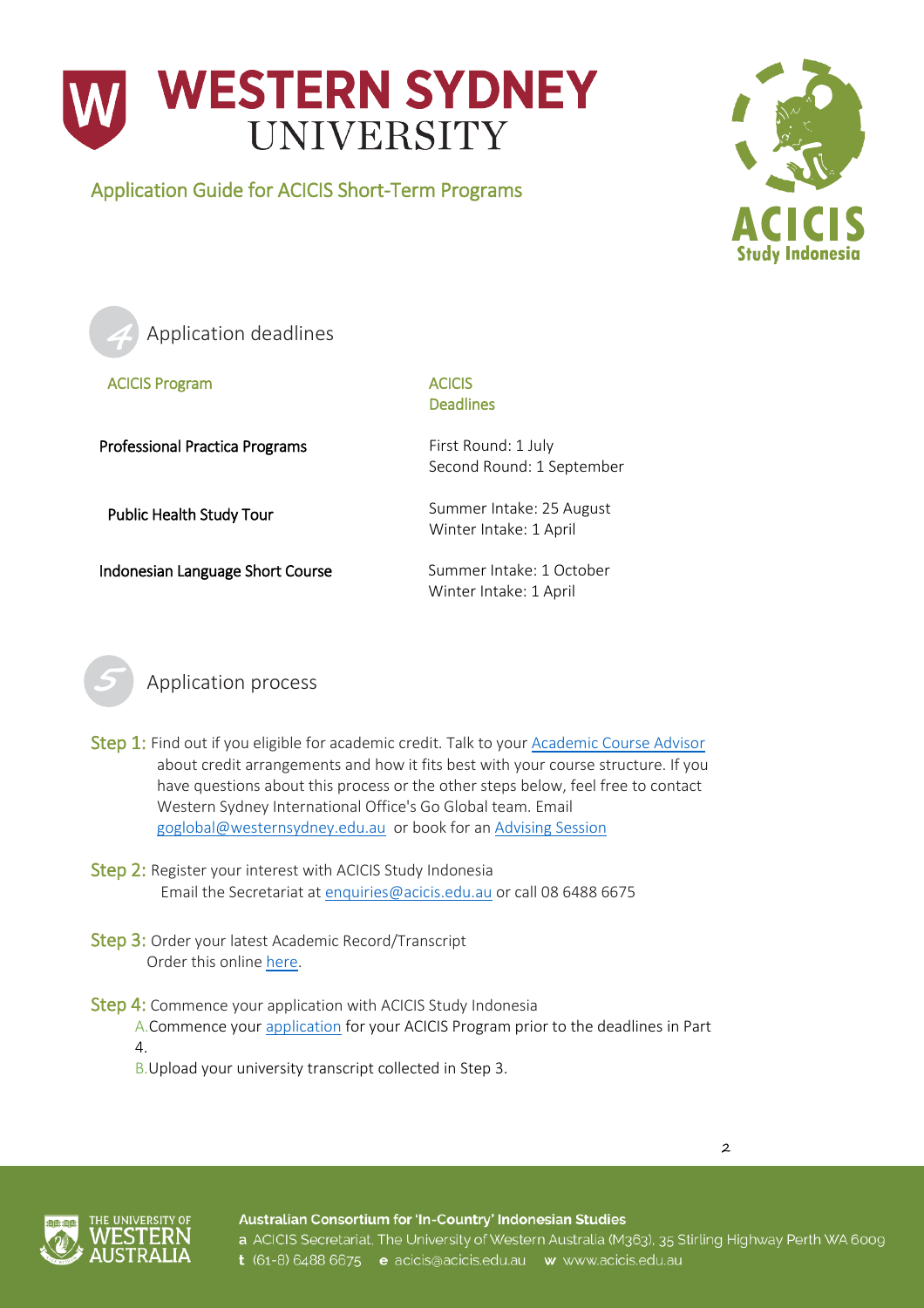# WESTERN SYDNEY UNIVERSITY

## Application Guide for ACICIS Short-Term Programs

## 4 Application deadlines

| ACICIS Program | ACICIS Deadlines |
| --- | --- |
| Professional Practica Programs | First Round: 1 July<br>Second Round: 1 September |
| Public Health Study Tour | Summer Intake: 25 August<br>Winter Intake: 1 April |
| Indonesian Language Short Course | Summer Intake: 1 October<br>Winter Intake: 1 April |

## 5 Application process

**Step 1:** Find out if you eligible for academic credit. Talk to your [Academic Course Advisor] about credit arrangements and how it fits best with your course structure. If you have questions about this process or the other steps below, feel free to contact Western Sydney International Office's Go Global team. Email goglobal@westernsydney.edu.au or book for an [Advising Session]

**Step 2:** Register your interest with ACICIS Study Indonesia
Email the Secretariat at enquiries@acicis.edu.au or call 08 6488 6675

**Step 3:** Order your latest Academic Record/Transcript
Order this online [here].

**Step 4:** Commence your application with ACICIS Study Indonesia

A. Commence your [application] for your ACICIS Program prior to the deadlines in Part 4.

B. Upload your university transcript collected in Step 3.

**Australian Consortium for 'In-Country' Indonesian Studies**
**a** ACICIS Secretariat, The University of Western Australia (M363), 35 Stirling Highway Perth WA 6009
**t** (61-8) 6488 6675 **e** acicis@acicis.edu.au **w** www.acicis.edu.au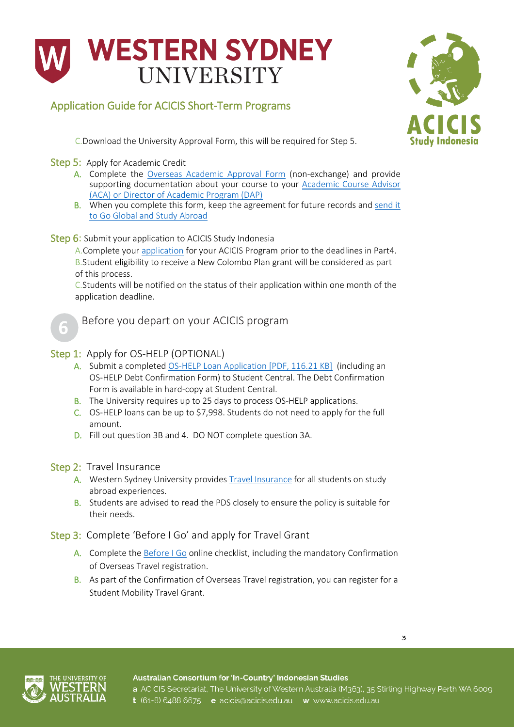C. Download the University Approval Form, this will be required for Step 5.

**Step 5:** Apply for Academic Credit

- A. Complete the Overseas Academic Approval Form (non-exchange) and provide supporting documentation about your course to your Academic Course Advisor (ACA) or Director of Academic Program (DAP)
- B. When you complete this form, keep the agreement for future records and send it to Go Global and Study Abroad

**Step 6:** Submit your application to ACICIS Study Indonesia

- A. Complete your application for your ACICIS Program prior to the deadlines in Part4.
- B. Student eligibility to receive a New Colombo Plan grant will be considered as part of this process.
- C. Students will be notified on the status of their application within one month of the application deadline.

## 6 Before you depart on your ACICIS program

**Step 1:** Apply for OS-HELP (OPTIONAL)

- A. Submit a completed OS-HELP Loan Application [PDF, 116.21 KB] (including an OS-HELP Debt Confirmation Form) to Student Central. The Debt Confirmation Form is available in hard-copy at Student Central.
- B. The University requires up to 25 days to process OS-HELP applications.
- C. OS-HELP loans can be up to $7,998. Students do not need to apply for the full amount.
- D. Fill out question 3B and 4. DO NOT complete question 3A.

**Step 2:** Travel Insurance

- A. Western Sydney University provides Travel Insurance for all students on study abroad experiences.
- B. Students are advised to read the PDS closely to ensure the policy is suitable for their needs.

**Step 3:** Complete 'Before I Go' and apply for Travel Grant

- A. Complete the Before I Go online checklist, including the mandatory Confirmation of Overseas Travel registration.
- B. As part of the Confirmation of Overseas Travel registration, you can register for a Student Mobility Travel Grant.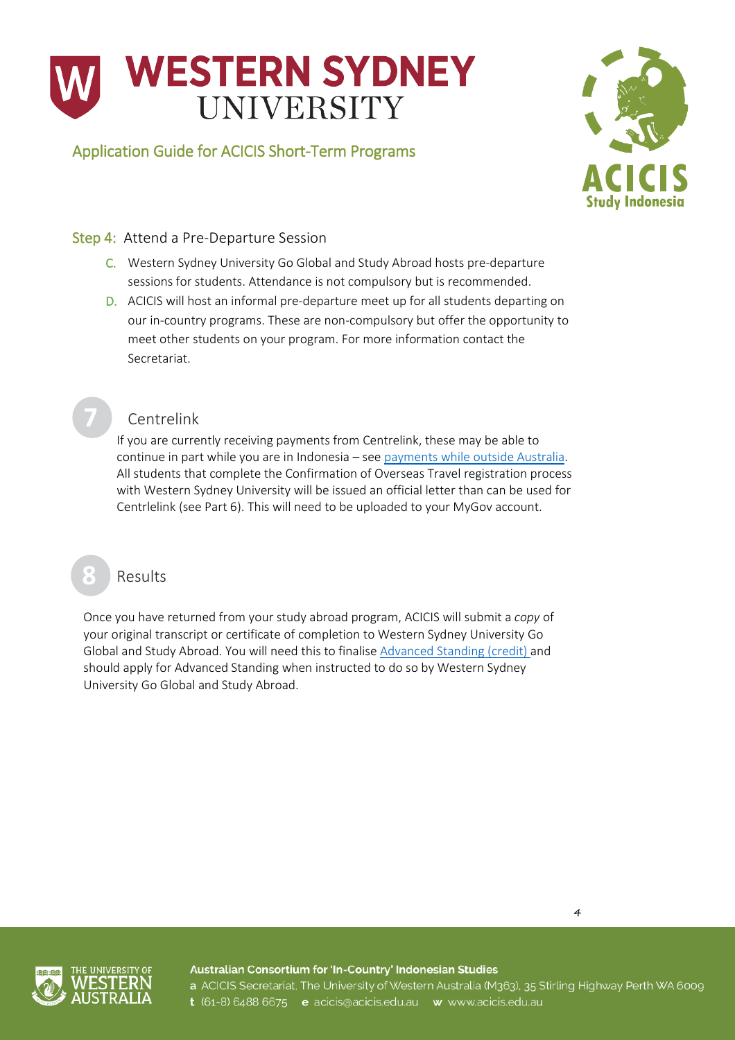## Step 4: Attend a Pre-Departure Session

C. Western Sydney University Go Global and Study Abroad hosts pre-departure sessions for students. Attendance is not compulsory but is recommended.

D. ACICIS will host an informal pre-departure meet up for all students departing on our in-country programs. These are non-compulsory but offer the opportunity to meet other students on your program. For more information contact the Secretariat.

## 7 Centrelink

If you are currently receiving payments from Centrelink, these may be able to continue in part while you are in Indonesia – see [payments while outside Australia](). All students that complete the Confirmation of Overseas Travel registration process with Western Sydney University will be issued an official letter than can be used for Centrlelink (see Part 6). This will need to be uploaded to your MyGov account.

## 8 Results

Once you have returned from your study abroad program, ACICIS will submit a *copy* of your original transcript or certificate of completion to Western Sydney University Go Global and Study Abroad. You will need this to finalise [Advanced Standing (credit)]() and should apply for Advanced Standing when instructed to do so by Western Sydney University Go Global and Study Abroad.